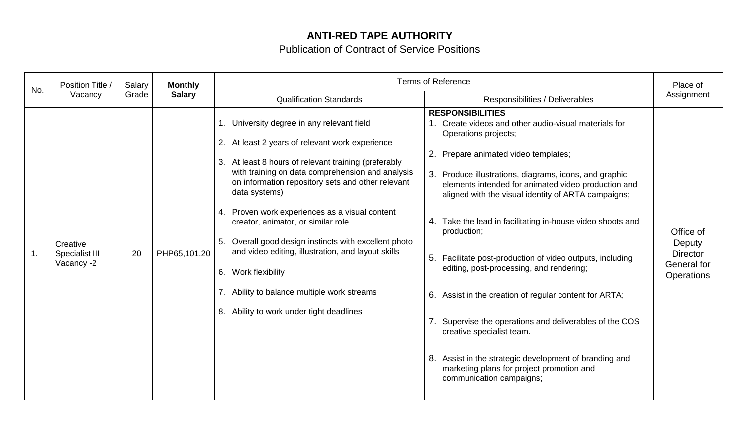# ANTI-RED TAPE AUTHORITY

## Publication of Contract of Service Positions

| No. | Position Title / Vacancy | Salary Grade | **Monthly Salary** | Terms of Reference | | Place of Assignment |
|---|---|---|---|---|---|---|
| | | | | Qualification Standards | Responsibilities / Deliverables | |
| 1. | Creative Specialist III Vacancy -2 | 20 | PHP65,101.20 | 1. University degree in any relevant field<br>2. At least 2 years of relevant work experience<br>3. At least 8 hours of relevant training (preferably with training on data comprehension and analysis on information repository sets and other relevant data systems)<br>4. Proven work experiences as a visual content creator, animator, or similar role<br>5. Overall good design instincts with excellent photo and video editing, illustration, and layout skills<br>6. Work flexibility<br>7. Ability to balance multiple work streams<br>8. Ability to work under tight deadlines | **RESPONSIBILITIES**<br>1. Create videos and other audio-visual materials for Operations projects;<br>2. Prepare animated video templates;<br>3. Produce illustrations, diagrams, icons, and graphic elements intended for animated video production and aligned with the visual identity of ARTA campaigns;<br>4. Take the lead in facilitating in-house video shoots and production;<br>5. Facilitate post-production of video outputs, including editing, post-processing, and rendering;<br>6. Assist in the creation of regular content for ARTA;<br>7. Supervise the operations and deliverables of the COS creative specialist team.<br>8. Assist in the strategic development of branding and marketing plans for project promotion and communication campaigns; | Office of Deputy Director General for Operations |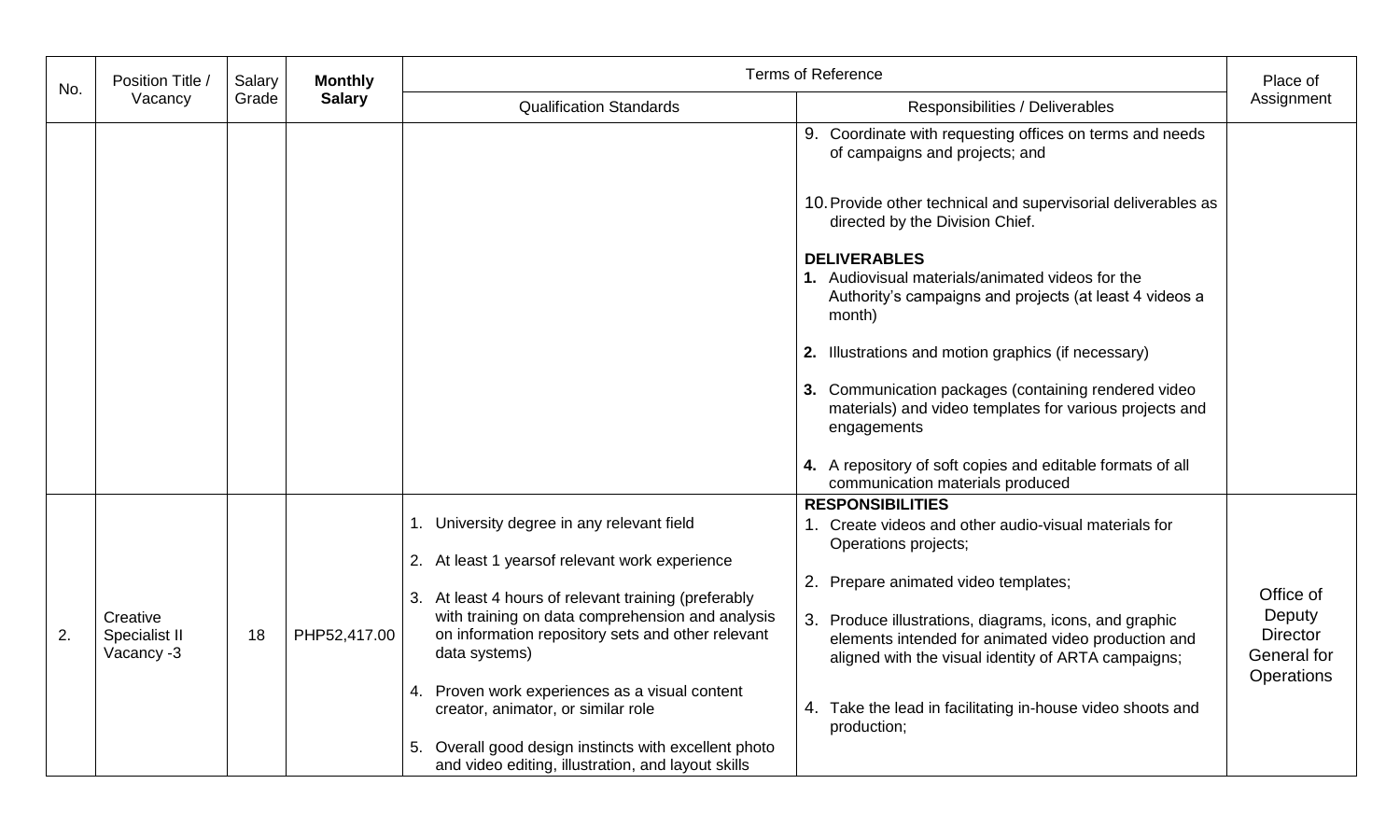| No. | Position Title / Vacancy | Salary Grade | **Monthly Salary** | Terms of Reference | | Place of Assignment |
|---|---|---|---|---|---|---|
| | | | | Qualification Standards | Responsibilities / Deliverables | |
| | | | | | 9. Coordinate with requesting offices on terms and needs of campaigns and projects; and<br><br>10. Provide other technical and supervisorial deliverables as directed by the Division Chief.<br><br>**DELIVERABLES**<br>**1.** Audiovisual materials/animated videos for the Authority's campaigns and projects (at least 4 videos a month)<br><br>**2.** Illustrations and motion graphics (if necessary)<br><br>**3.** Communication packages (containing rendered video materials) and video templates for various projects and engagements<br><br>**4.** A repository of soft copies and editable formats of all communication materials produced | |
| 2. | Creative Specialist II Vacancy -3 | 18 | PHP52,417.00 | 1. University degree in any relevant field<br><br>2. At least 1 yearsof relevant work experience<br><br>3. At least 4 hours of relevant training (preferably with training on data comprehension and analysis on information repository sets and other relevant data systems)<br><br>4. Proven work experiences as a visual content creator, animator, or similar role<br><br>5. Overall good design instincts with excellent photo and video editing, illustration, and layout skills | **RESPONSIBILITIES**<br>1. Create videos and other audio-visual materials for Operations projects;<br><br>2. Prepare animated video templates;<br><br>3. Produce illustrations, diagrams, icons, and graphic elements intended for animated video production and aligned with the visual identity of ARTA campaigns;<br><br>4. Take the lead in facilitating in-house video shoots and production; | Office of Deputy Director General for Operations |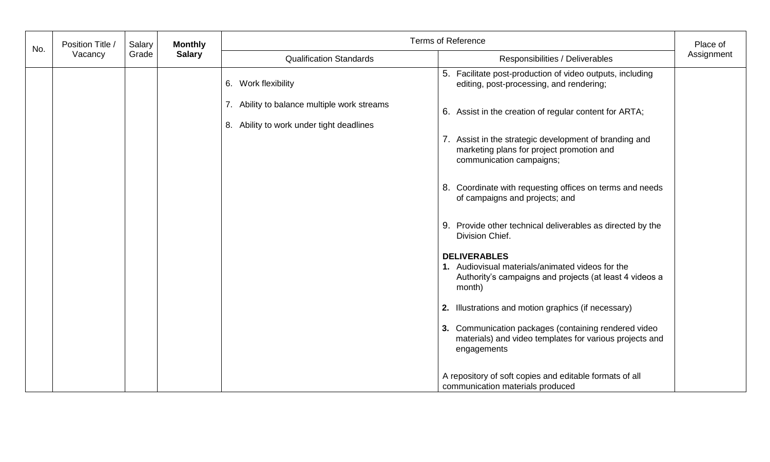| No. | Position Title / Vacancy | Salary Grade | **Monthly Salary** | Terms of Reference | | Place of Assignment |
|---|---|---|---|---|---|---|
| | | | | Qualification Standards | Responsibilities / Deliverables | |
| | | | | 6. Work flexibility<br><br>7. Ability to balance multiple work streams<br><br>8. Ability to work under tight deadlines | 5. Facilitate post-production of video outputs, including editing, post-processing, and rendering;<br><br>6. Assist in the creation of regular content for ARTA;<br><br>7. Assist in the strategic development of branding and marketing plans for project promotion and communication campaigns;<br><br>8. Coordinate with requesting offices on terms and needs of campaigns and projects; and<br><br>9. Provide other technical deliverables as directed by the Division Chief.<br><br>**DELIVERABLES**<br>**1.** Audiovisual materials/animated videos for the Authority's campaigns and projects (at least 4 videos a month)<br><br>**2.** Illustrations and motion graphics (if necessary)<br><br>**3.** Communication packages (containing rendered video materials) and video templates for various projects and engagements<br><br>A repository of soft copies and editable formats of all communication materials produced | |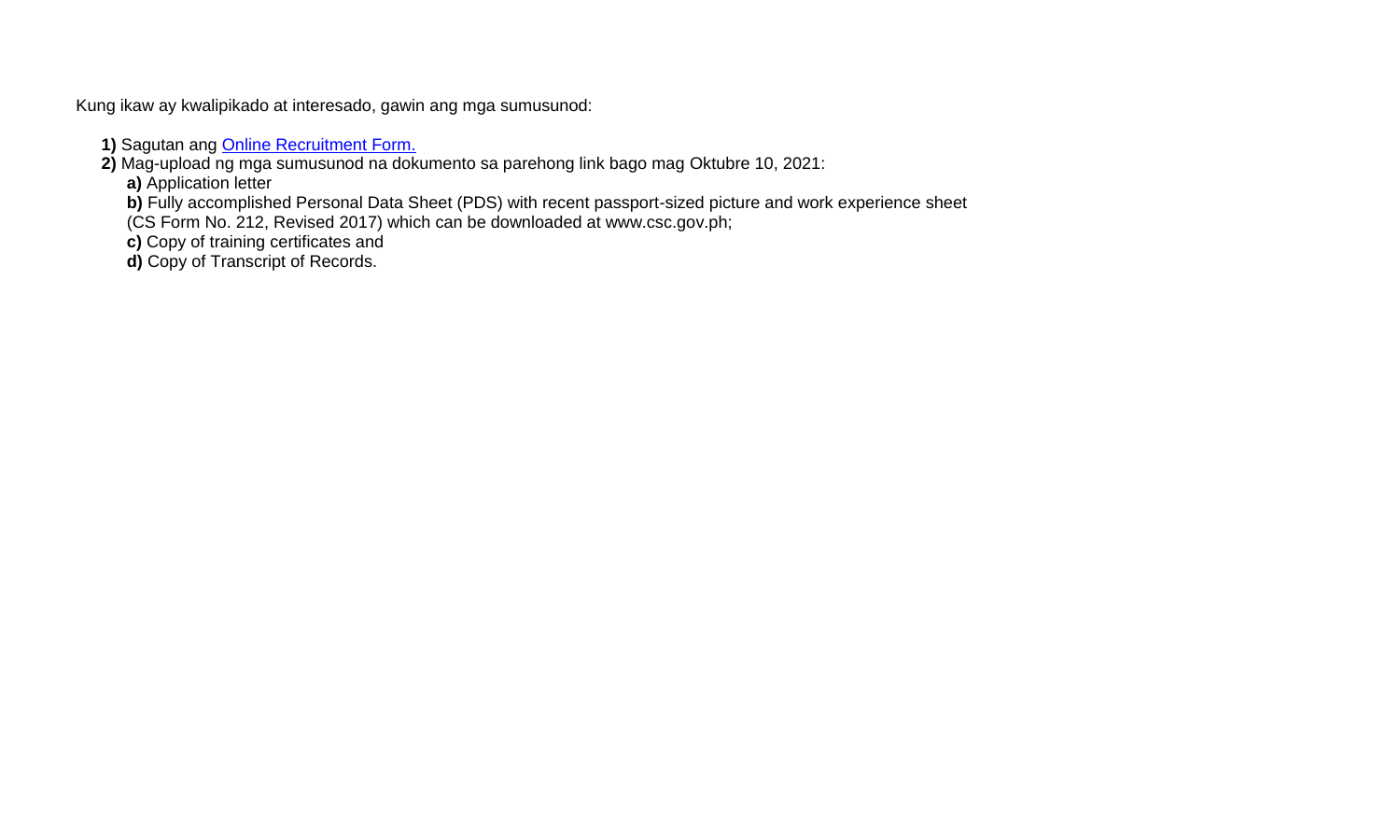Kung ikaw ay kwalipikado at interesado, gawin ang mga sumusunod:

**1)** Sagutan ang Online Recruitment Form.

**2)** Mag-upload ng mga sumusunod na dokumento sa parehong link bago mag Oktubre 10, 2021:

**a)** Application letter

**b)** Fully accomplished Personal Data Sheet (PDS) with recent passport-sized picture and work experience sheet (CS Form No. 212, Revised 2017) which can be downloaded at www.csc.gov.ph;

**c)** Copy of training certificates and

**d)** Copy of Transcript of Records.